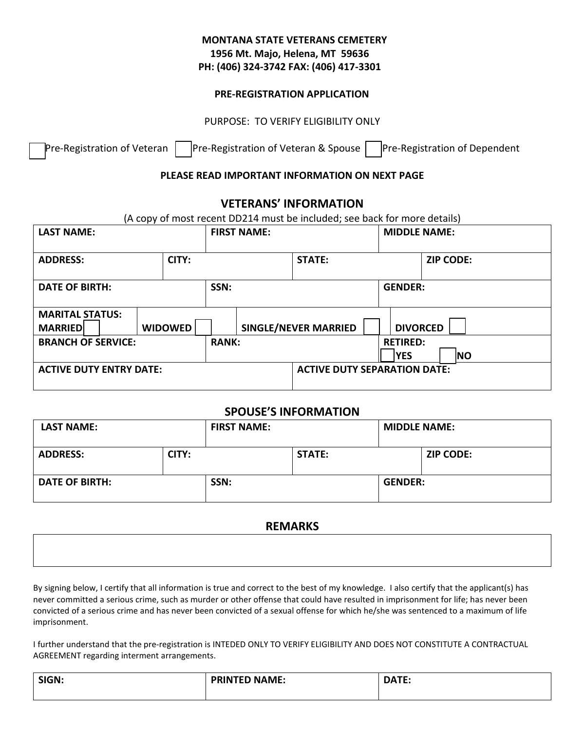**MONTANA STATE VETERANS CEMETERY**
**1956 Mt. Majo, Helena, MT 59636**
**PH: (406) 324-3742 FAX: (406) 417-3301**

**PRE-REGISTRATION APPLICATION**

PURPOSE: TO VERIFY ELIGIBILITY ONLY

☐ Pre-Registration of Veteran ☐ Pre-Registration of Veteran & Spouse ☐ Pre-Registration of Dependent

**PLEASE READ IMPORTANT INFORMATION ON NEXT PAGE**

## VETERANS' INFORMATION

(A copy of most recent DD214 must be included; see back for more details)

| **LAST NAME:** | | **FIRST NAME:** | | **MIDDLE NAME:** | |
|---|---|---|---|---|---|
| **ADDRESS:** | **CITY:** | | **STATE:** | | **ZIP CODE:** |
| **DATE OF BIRTH:** | | **SSN:** | | **GENDER:** | |
| **MARITAL STATUS:** **MARRIED** ☐ | **WIDOWED** ☐ | **SINGLE/NEVER MARRIED** ☐ | | **DIVORCED** ☐ | |
| **BRANCH OF SERVICE:** | | **RANK:** | | **RETIRED:** ☐ **YES** ☐ **NO** | |
| **ACTIVE DUTY ENTRY DATE:** | | | **ACTIVE DUTY SEPARATION DATE:** | | |

## SPOUSE'S INFORMATION

| **LAST NAME:** | | **FIRST NAME:** | | **MIDDLE NAME:** | |
|---|---|---|---|---|---|
| **ADDRESS:** | **CITY:** | | **STATE:** | | **ZIP CODE:** |
| **DATE OF BIRTH:** | | **SSN:** | | **GENDER:** | |

## REMARKS

| |
|---|
| |

By signing below, I certify that all information is true and correct to the best of my knowledge. I also certify that the applicant(s) has never committed a serious crime, such as murder or other offense that could have resulted in imprisonment for life; has never been convicted of a serious crime and has never been convicted of a sexual offense for which he/she was sentenced to a maximum of life imprisonment.

I further understand that the pre-registration is INTEDED ONLY TO VERIFY ELIGIBILITY AND DOES NOT CONSTITUTE A CONTRACTUAL AGREEMENT regarding interment arrangements.

| **SIGN:** | **PRINTED NAME:** | **DATE:** |
|---|---|---|
| | | |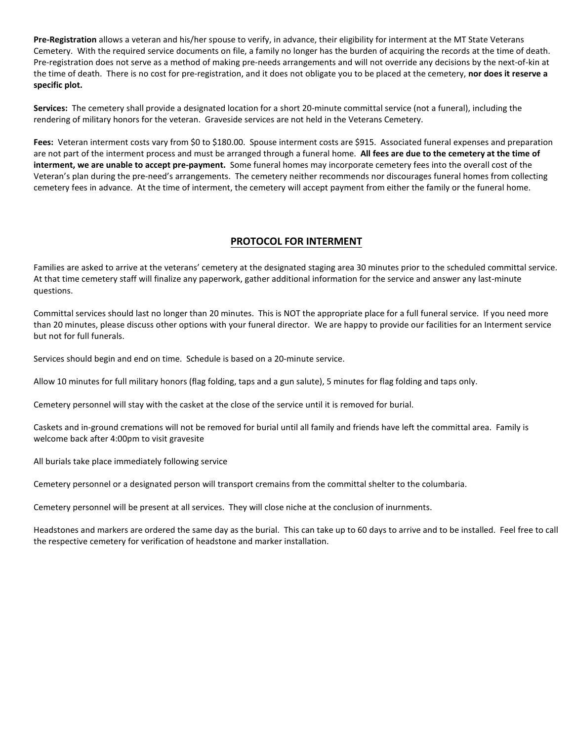**Pre-Registration** allows a veteran and his/her spouse to verify, in advance, their eligibility for interment at the MT State Veterans Cemetery. With the required service documents on file, a family no longer has the burden of acquiring the records at the time of death. Pre-registration does not serve as a method of making pre-needs arrangements and will not override any decisions by the next-of-kin at the time of death. There is no cost for pre-registration, and it does not obligate you to be placed at the cemetery, **nor does it reserve a specific plot.**

**Services:** The cemetery shall provide a designated location for a short 20-minute committal service (not a funeral), including the rendering of military honors for the veteran. Graveside services are not held in the Veterans Cemetery.

**Fees:** Veteran interment costs vary from $0 to $180.00. Spouse interment costs are $915. Associated funeral expenses and preparation are not part of the interment process and must be arranged through a funeral home. **All fees are due to the cemetery at the time of interment, we are unable to accept pre-payment.** Some funeral homes may incorporate cemetery fees into the overall cost of the Veteran's plan during the pre-need's arrangements. The cemetery neither recommends nor discourages funeral homes from collecting cemetery fees in advance. At the time of interment, the cemetery will accept payment from either the family or the funeral home.

## PROTOCOL FOR INTERMENT

Families are asked to arrive at the veterans' cemetery at the designated staging area 30 minutes prior to the scheduled committal service. At that time cemetery staff will finalize any paperwork, gather additional information for the service and answer any last-minute questions.

Committal services should last no longer than 20 minutes. This is NOT the appropriate place for a full funeral service. If you need more than 20 minutes, please discuss other options with your funeral director. We are happy to provide our facilities for an Interment service but not for full funerals.

Services should begin and end on time. Schedule is based on a 20-minute service.

Allow 10 minutes for full military honors (flag folding, taps and a gun salute), 5 minutes for flag folding and taps only.

Cemetery personnel will stay with the casket at the close of the service until it is removed for burial.

Caskets and in-ground cremations will not be removed for burial until all family and friends have left the committal area. Family is welcome back after 4:00pm to visit gravesite

All burials take place immediately following service

Cemetery personnel or a designated person will transport cremains from the committal shelter to the columbaria.

Cemetery personnel will be present at all services. They will close niche at the conclusion of inurnments.

Headstones and markers are ordered the same day as the burial. This can take up to 60 days to arrive and to be installed. Feel free to call the respective cemetery for verification of headstone and marker installation.